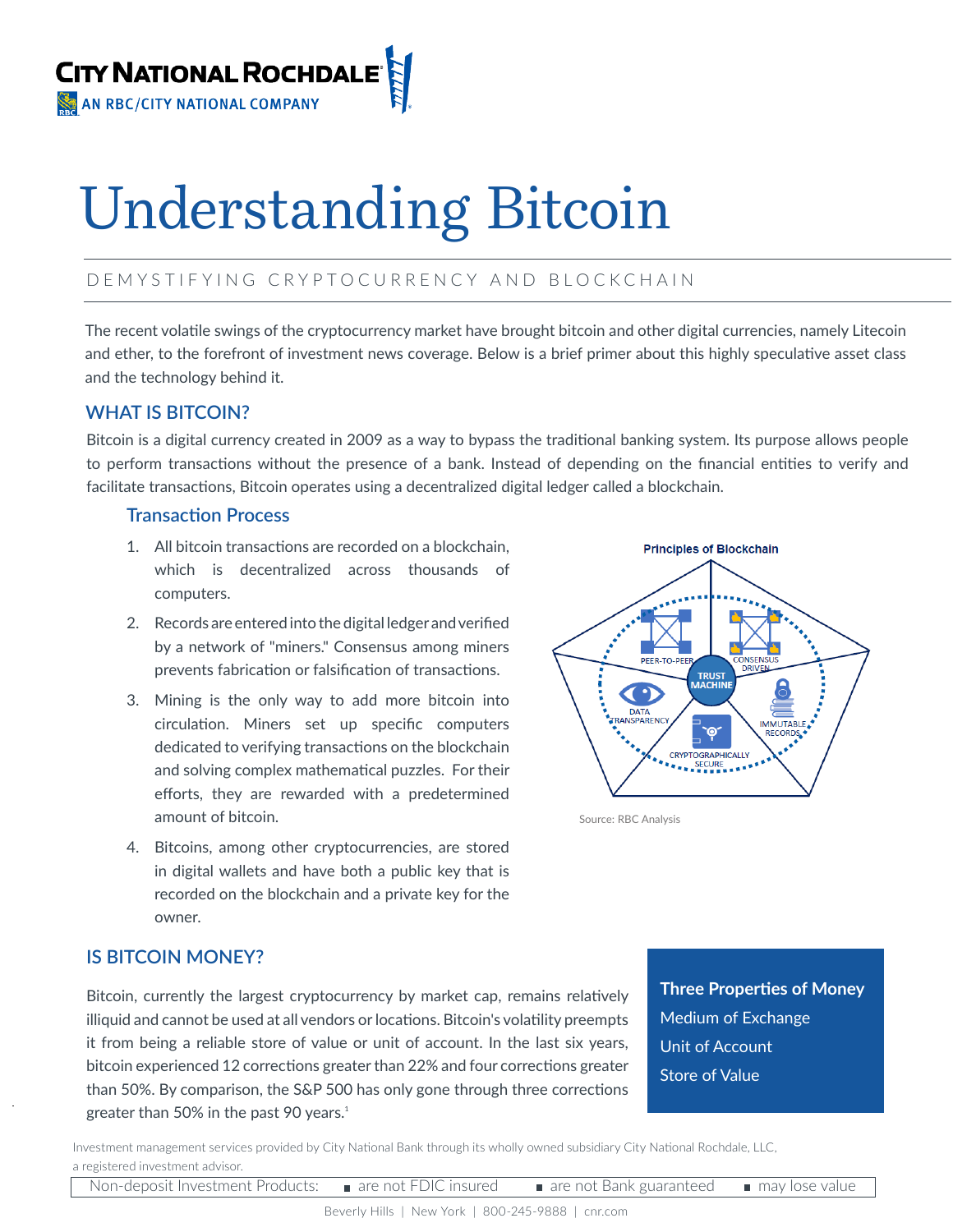# Understanding Bitcoin

DEMYSTIFYING CRYPTOCURRENCY AND BLOCKCHAIN

The recent volatile swings of the cryptocurrency market have brought bitcoin and other digital currencies, namely Litecoin and ether, to the forefront of investment news coverage. Below is a brief primer about this highly speculative asset class and the technology behind it.

## WHAT IS BITCOIN?

Bitcoin is a digital currency created in 2009 as a way to bypass the traditional banking system. Its purpose allows people to perform transactions without the presence of a bank. Instead of depending on the financial entities to verify and facilitate transactions, Bitcoin operates using a decentralized digital ledger called a blockchain.

### Transaction Process

1. All bitcoin transactions are recorded on a blockchain, which is decentralized across thousands of computers.
2. Records are entered into the digital ledger and verified by a network of "miners." Consensus among miners prevents fabrication or falsification of transactions.
3. Mining is the only way to add more bitcoin into circulation. Miners set up specific computers dedicated to verifying transactions on the blockchain and solving complex mathematical puzzles. For their efforts, they are rewarded with a predetermined amount of bitcoin.
4. Bitcoins, among other cryptocurrencies, are stored in digital wallets and have both a public key that is recorded on the blockchain and a private key for the owner.

**Principles of Blockchain**

TRUST MACHINE: PEER-TO-PEER, CONSENSUS DRIVEN, IMMUTABLE RECORDS, CRYPTOGRAPHICALLY SECURE, DATA TRANSPARENCY

Source: RBC Analysis

## IS BITCOIN MONEY?

Bitcoin, currently the largest cryptocurrency by market cap, remains relatively illiquid and cannot be used at all vendors or locations. Bitcoin's volatility preempts it from being a reliable store of value or unit of account. In the last six years, bitcoin experienced 12 corrections greater than 22% and four corrections greater than 50%. By comparison, the S&P 500 has only gone through three corrections greater than 50% in the past 90 years.[1]

**Three Properties of Money**

- Medium of Exchange
- Unit of Account
- Store of Value

Investment management services provided by City National Bank through its wholly owned subsidiary City National Rochdale, LLC, a registered investment advisor.

Non-deposit Investment Products: ▪ are not FDIC insured ▪ are not Bank guaranteed ▪ may lose value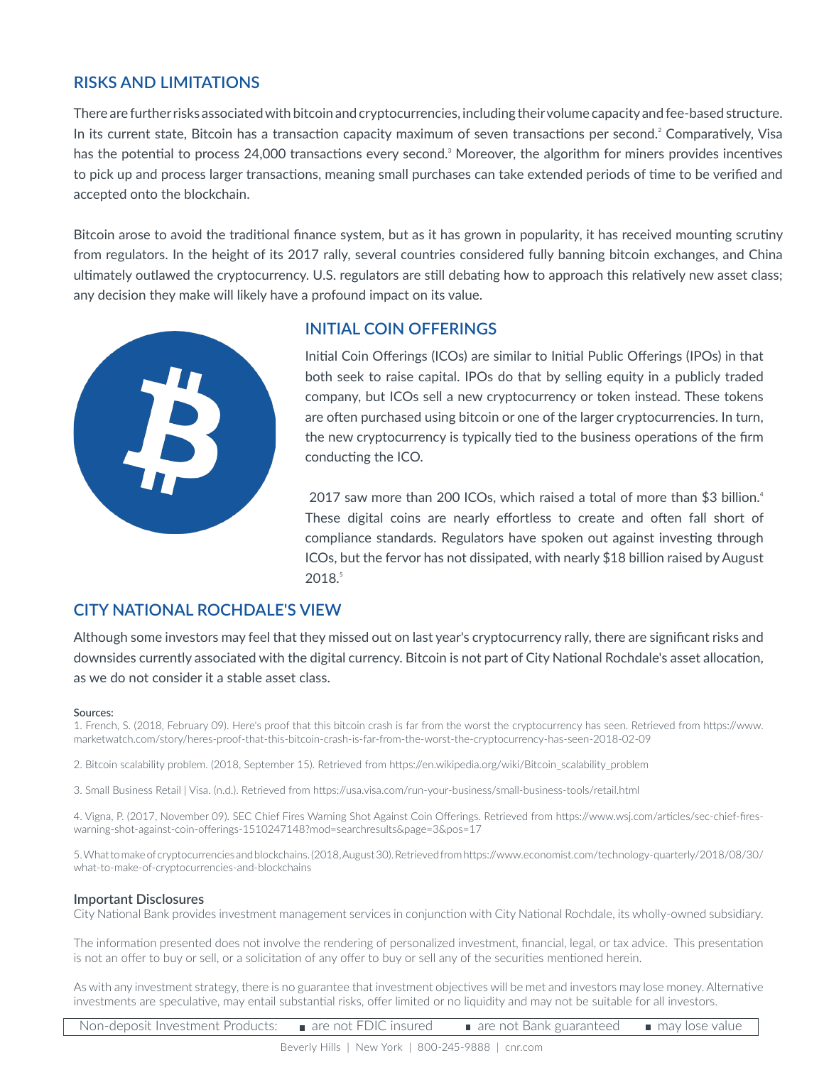## RISKS AND LIMITATIONS

There are further risks associated with bitcoin and cryptocurrencies, including their volume capacity and fee-based structure. In its current state, Bitcoin has a transaction capacity maximum of seven transactions per second.[2] Comparatively, Visa has the potential to process 24,000 transactions every second.[3] Moreover, the algorithm for miners provides incentives to pick up and process larger transactions, meaning small purchases can take extended periods of time to be verified and accepted onto the blockchain.

Bitcoin arose to avoid the traditional finance system, but as it has grown in popularity, it has received mounting scrutiny from regulators. In the height of its 2017 rally, several countries considered fully banning bitcoin exchanges, and China ultimately outlawed the cryptocurrency. U.S. regulators are still debating how to approach this relatively new asset class; any decision they make will likely have a profound impact on its value.

## INITIAL COIN OFFERINGS

Initial Coin Offerings (ICOs) are similar to Initial Public Offerings (IPOs) in that both seek to raise capital. IPOs do that by selling equity in a publicly traded company, but ICOs sell a new cryptocurrency or token instead. These tokens are often purchased using bitcoin or one of the larger cryptocurrencies. In turn, the new cryptocurrency is typically tied to the business operations of the firm conducting the ICO.

2017 saw more than 200 ICOs, which raised a total of more than $3 billion.[4] These digital coins are nearly effortless to create and often fall short of compliance standards. Regulators have spoken out against investing through ICOs, but the fervor has not dissipated, with nearly $18 billion raised by August 2018.[5]

## CITY NATIONAL ROCHDALE'S VIEW

Although some investors may feel that they missed out on last year's cryptocurrency rally, there are significant risks and downsides currently associated with the digital currency. Bitcoin is not part of City National Rochdale's asset allocation, as we do not consider it a stable asset class.

**Sources:**

1. French, S. (2018, February 09). Here's proof that this bitcoin crash is far from the worst the cryptocurrency has seen. Retrieved from https://www.marketwatch.com/story/heres-proof-that-this-bitcoin-crash-is-far-from-the-worst-the-cryptocurrency-has-seen-2018-02-09

2. Bitcoin scalability problem. (2018, September 15). Retrieved from https://en.wikipedia.org/wiki/Bitcoin_scalability_problem

3. Small Business Retail | Visa. (n.d.). Retrieved from https://usa.visa.com/run-your-business/small-business-tools/retail.html

4. Vigna, P. (2017, November 09). SEC Chief Fires Warning Shot Against Coin Offerings. Retrieved from https://www.wsj.com/articles/sec-chief-fires-warning-shot-against-coin-offerings-1510247148?mod=searchresults&page=3&pos=17

5. What to make of cryptocurrencies and blockchains. (2018, August 30). Retrieved from https://www.economist.com/technology-quarterly/2018/08/30/what-to-make-of-cryptocurrencies-and-blockchains

**Important Disclosures**

City National Bank provides investment management services in conjunction with City National Rochdale, its wholly-owned subsidiary.

The information presented does not involve the rendering of personalized investment, financial, legal, or tax advice. This presentation is not an offer to buy or sell, or a solicitation of any offer to buy or sell any of the securities mentioned herein.

As with any investment strategy, there is no guarantee that investment objectives will be met and investors may lose money. Alternative investments are speculative, may entail substantial risks, offer limited or no liquidity and may not be suitable for all investors.

Non-deposit Investment Products: ■ are not FDIC insured ■ are not Bank guaranteed ■ may lose value

Beverly Hills | New York | 800-245-9888 | cnr.com